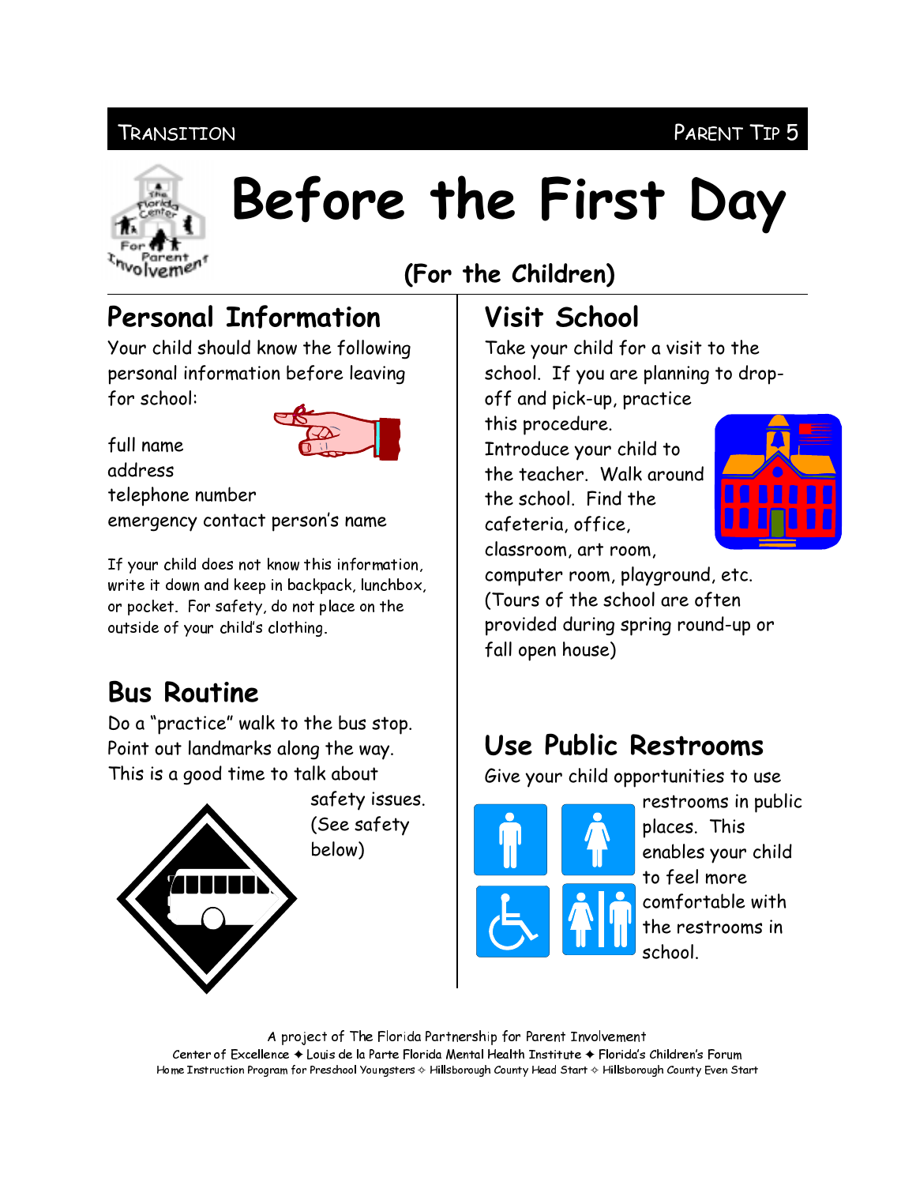Transition — Parent Tip 5

# Before the First Day

**(For the Children)**

## Personal Information

Your child should know the following personal information before leaving for school:

full name
address
telephone number
emergency contact person's name

If your child does not know this information, write it down and keep in backpack, lunchbox, or pocket. For safety, do not place on the outside of your child's clothing.

## Bus Routine

Do a "practice" walk to the bus stop. Point out landmarks along the way. This is a good time to talk about safety issues. (See safety below)

## Visit School

Take your child for a visit to the school. If you are planning to drop-off and pick-up, practice this procedure. Introduce your child to the teacher. Walk around the school. Find the cafeteria, office, classroom, art room, computer room, playground, etc. (Tours of the school are often provided during spring round-up or fall open house)

## Use Public Restrooms

Give your child opportunities to use restrooms in public places. This enables your child to feel more comfortable with the restrooms in school.

A project of The Florida Partnership for Parent Involvement
Center of Excellence ✦ Louis de la Parte Florida Mental Health Institute ✦ Florida's Children's Forum
Home Instruction Program for Preschool Youngsters ✧ Hillsborough County Head Start ✧ Hillsborough County Even Start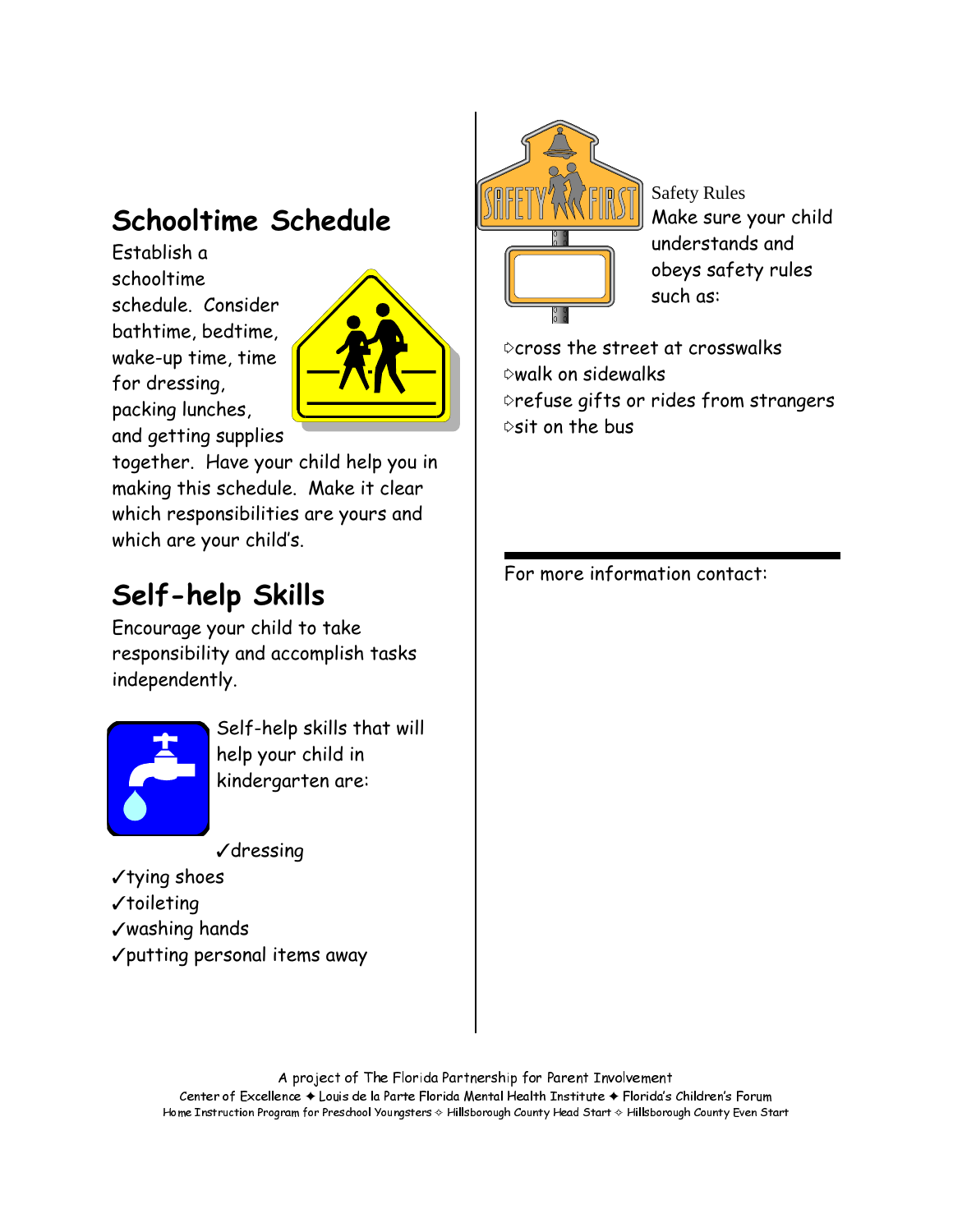## Schooltime Schedule

Establish a schooltime schedule. Consider bathtime, bedtime, wake-up time, time for dressing, packing lunches, and getting supplies together. Have your child help you in making this schedule. Make it clear which responsibilities are yours and which are your child's.

## Self-help Skills

Encourage your child to take responsibility and accomplish tasks independently.

Self-help skills that will help your child in kindergarten are:

✓dressing
✓tying shoes
✓toileting
✓washing hands
✓putting personal items away

Safety Rules

Make sure your child understands and obeys safety rules such as:

- cross the street at crosswalks
- walk on sidewalks
- refuse gifts or rides from strangers
- sit on the bus

For more information contact:

A project of The Florida Partnership for Parent Involvement
Center of Excellence ✦ Louis de la Parte Florida Mental Health Institute ✦ Florida's Children's Forum
Home Instruction Program for Preschool Youngsters ✧ Hillsborough County Head Start ✧ Hillsborough County Even Start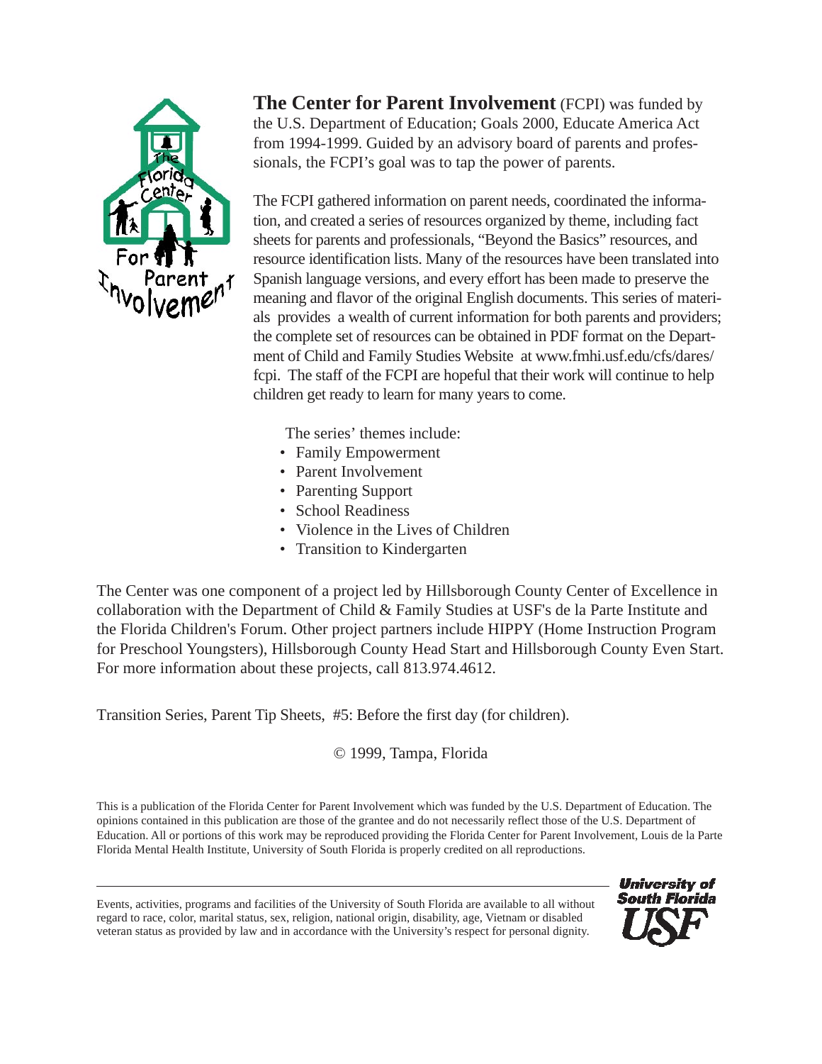**The Center for Parent Involvement** (FCPI) was funded by the U.S. Department of Education; Goals 2000, Educate America Act from 1994-1999. Guided by an advisory board of parents and professionals, the FCPI's goal was to tap the power of parents.

The FCPI gathered information on parent needs, coordinated the information, and created a series of resources organized by theme, including fact sheets for parents and professionals, "Beyond the Basics" resources, and resource identification lists. Many of the resources have been translated into Spanish language versions, and every effort has been made to preserve the meaning and flavor of the original English documents. This series of materials provides a wealth of current information for both parents and providers; the complete set of resources can be obtained in PDF format on the Department of Child and Family Studies Website at www.fmhi.usf.edu/cfs/dares/fcpi. The staff of the FCPI are hopeful that their work will continue to help children get ready to learn for many years to come.

The series' themes include:

- Family Empowerment
- Parent Involvement
- Parenting Support
- School Readiness
- Violence in the Lives of Children
- Transition to Kindergarten

The Center was one component of a project led by Hillsborough County Center of Excellence in collaboration with the Department of Child & Family Studies at USF's de la Parte Institute and the Florida Children's Forum. Other project partners include HIPPY (Home Instruction Program for Preschool Youngsters), Hillsborough County Head Start and Hillsborough County Even Start. For more information about these projects, call 813.974.4612.

Transition Series, Parent Tip Sheets, #5: Before the first day (for children).

© 1999, Tampa, Florida

This is a publication of the Florida Center for Parent Involvement which was funded by the U.S. Department of Education. The opinions contained in this publication are those of the grantee and do not necessarily reflect those of the U.S. Department of Education. All or portions of this work may be reproduced providing the Florida Center for Parent Involvement, Louis de la Parte Florida Mental Health Institute, University of South Florida is properly credited on all reproductions.

---

Events, activities, programs and facilities of the University of South Florida are available to all without regard to race, color, marital status, sex, religion, national origin, disability, age, Vietnam or disabled veteran status as provided by law and in accordance with the University's respect for personal dignity.

University of South Florida
USF